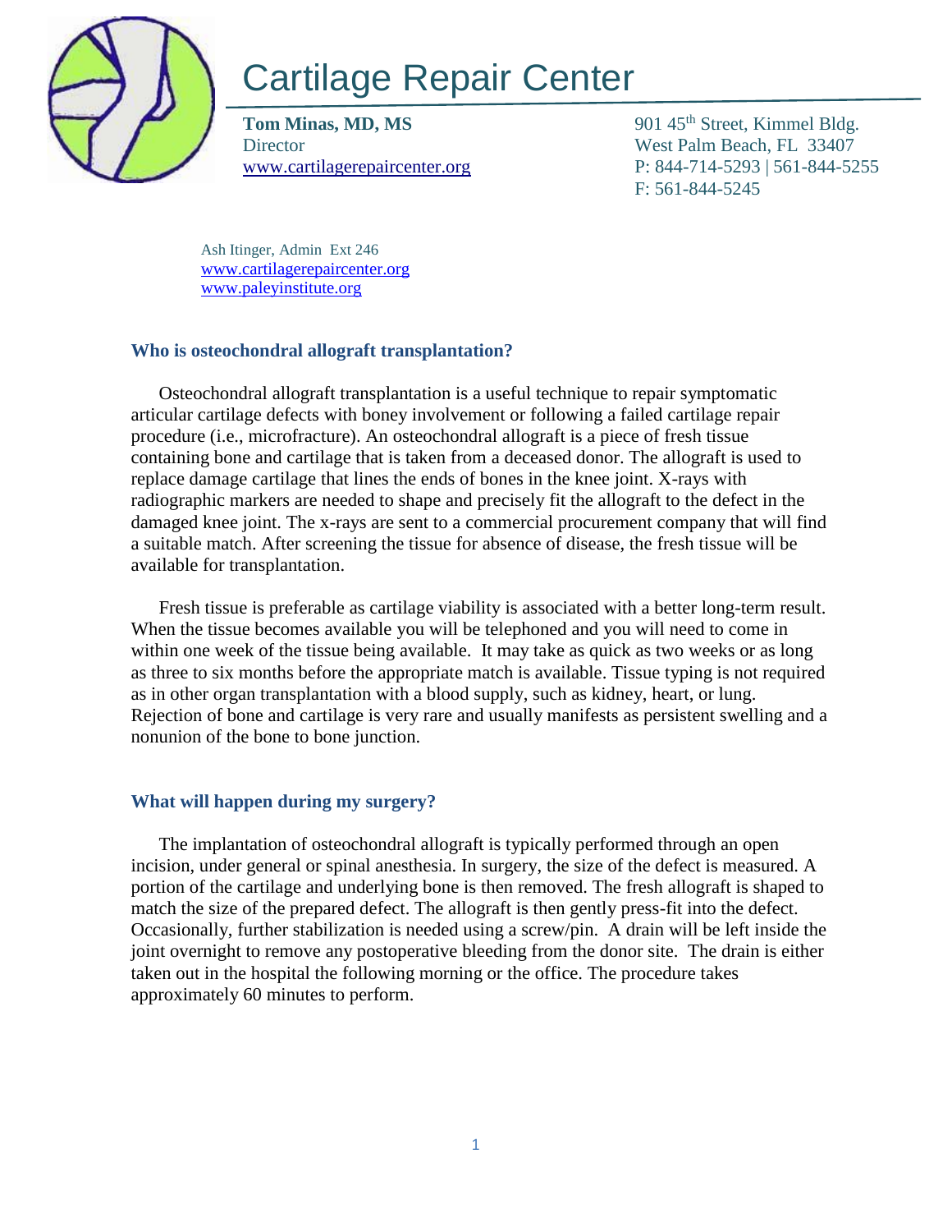# Cartilage Repair Center

**Tom Minas, MD, MS**
Director
www.cartilagerepaircenter.org

901 45th Street, Kimmel Bldg.
West Palm Beach, FL 33407
P: 844-714-5293 | 561-844-5255
F: 561-844-5245

Ash Itinger, Admin Ext 246
www.cartilagerepaircenter.org
www.paleyinstitute.org

### Who is osteochondral allograft transplantation?

Osteochondral allograft transplantation is a useful technique to repair symptomatic articular cartilage defects with boney involvement or following a failed cartilage repair procedure (i.e., microfracture). An osteochondral allograft is a piece of fresh tissue containing bone and cartilage that is taken from a deceased donor. The allograft is used to replace damage cartilage that lines the ends of bones in the knee joint. X-rays with radiographic markers are needed to shape and precisely fit the allograft to the defect in the damaged knee joint. The x-rays are sent to a commercial procurement company that will find a suitable match. After screening the tissue for absence of disease, the fresh tissue will be available for transplantation.

Fresh tissue is preferable as cartilage viability is associated with a better long-term result. When the tissue becomes available you will be telephoned and you will need to come in within one week of the tissue being available. It may take as quick as two weeks or as long as three to six months before the appropriate match is available. Tissue typing is not required as in other organ transplantation with a blood supply, such as kidney, heart, or lung. Rejection of bone and cartilage is very rare and usually manifests as persistent swelling and a nonunion of the bone to bone junction.

### What will happen during my surgery?

The implantation of osteochondral allograft is typically performed through an open incision, under general or spinal anesthesia. In surgery, the size of the defect is measured. A portion of the cartilage and underlying bone is then removed. The fresh allograft is shaped to match the size of the prepared defect. The allograft is then gently press-fit into the defect. Occasionally, further stabilization is needed using a screw/pin. A drain will be left inside the joint overnight to remove any postoperative bleeding from the donor site. The drain is either taken out in the hospital the following morning or the office. The procedure takes approximately 60 minutes to perform.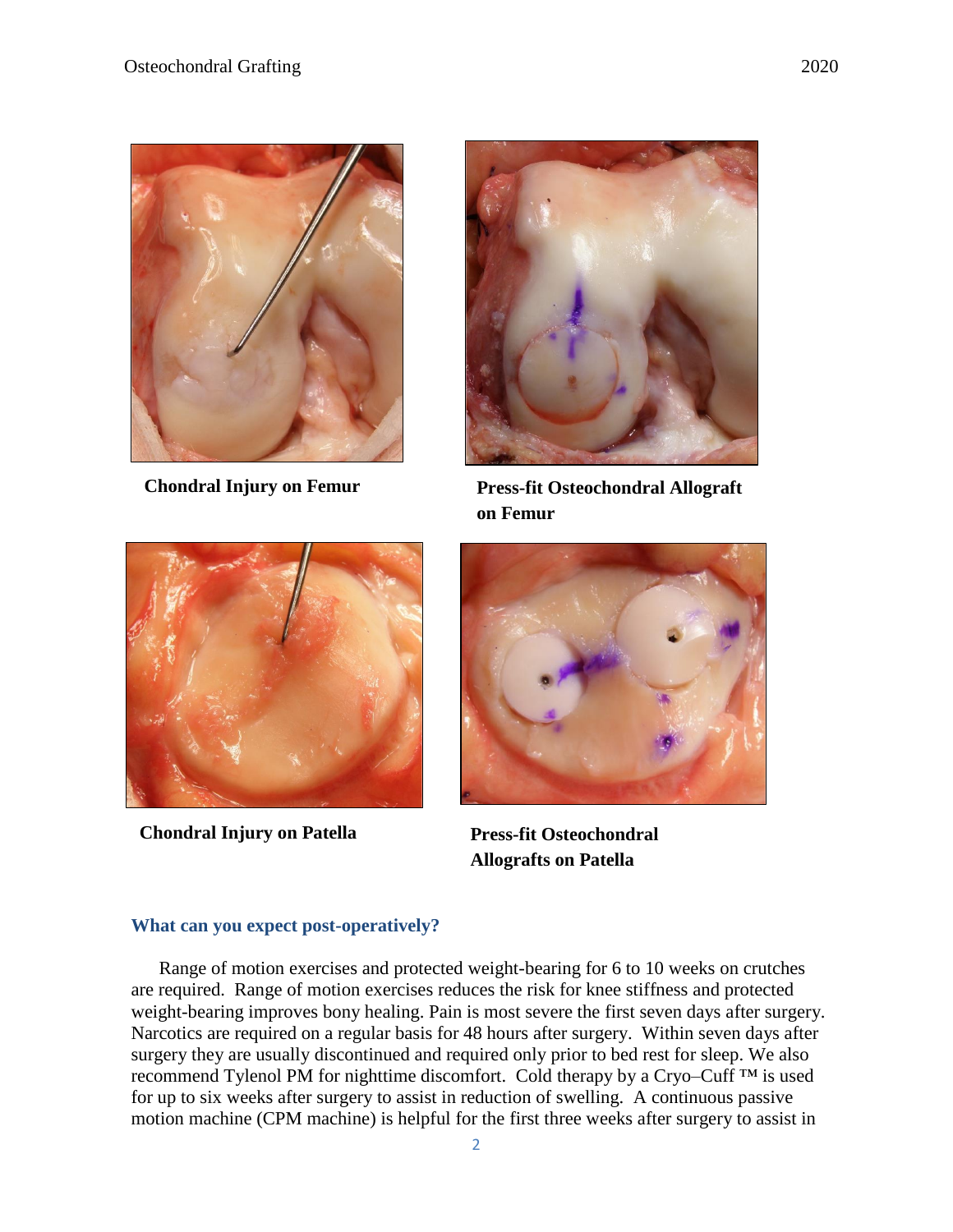**Chondral Injury on Femur**

**Press-fit Osteochondral Allograft on Femur**

**Chondral Injury on Patella**

**Press-fit Osteochondral Allografts on Patella**

### What can you expect post-operatively?

Range of motion exercises and protected weight-bearing for 6 to 10 weeks on crutches are required. Range of motion exercises reduces the risk for knee stiffness and protected weight-bearing improves bony healing. Pain is most severe the first seven days after surgery. Narcotics are required on a regular basis for 48 hours after surgery. Within seven days after surgery they are usually discontinued and required only prior to bed rest for sleep. We also recommend Tylenol PM for nighttime discomfort. Cold therapy by a Cryo–Cuff ™ is used for up to six weeks after surgery to assist in reduction of swelling. A continuous passive motion machine (CPM machine) is helpful for the first three weeks after surgery to assist in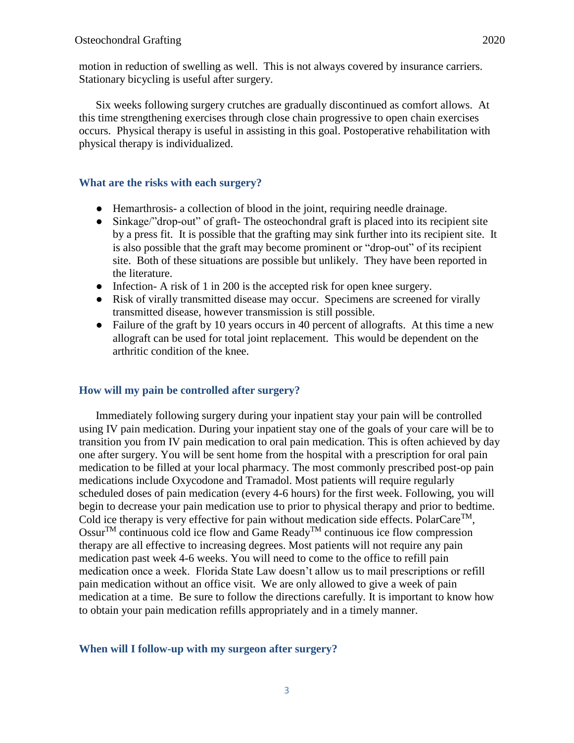motion in reduction of swelling as well. This is not always covered by insurance carriers. Stationary bicycling is useful after surgery.

Six weeks following surgery crutches are gradually discontinued as comfort allows. At this time strengthening exercises through close chain progressive to open chain exercises occurs. Physical therapy is useful in assisting in this goal. Postoperative rehabilitation with physical therapy is individualized.

### What are the risks with each surgery?

- Hemarthrosis- a collection of blood in the joint, requiring needle drainage.
- Sinkage/"drop-out" of graft- The osteochondral graft is placed into its recipient site by a press fit. It is possible that the grafting may sink further into its recipient site. It is also possible that the graft may become prominent or "drop-out" of its recipient site. Both of these situations are possible but unlikely. They have been reported in the literature.
- Infection- A risk of 1 in 200 is the accepted risk for open knee surgery.
- Risk of virally transmitted disease may occur. Specimens are screened for virally transmitted disease, however transmission is still possible.
- Failure of the graft by 10 years occurs in 40 percent of allografts. At this time a new allograft can be used for total joint replacement. This would be dependent on the arthritic condition of the knee.

### How will my pain be controlled after surgery?

Immediately following surgery during your inpatient stay your pain will be controlled using IV pain medication. During your inpatient stay one of the goals of your care will be to transition you from IV pain medication to oral pain medication. This is often achieved by day one after surgery. You will be sent home from the hospital with a prescription for oral pain medication to be filled at your local pharmacy. The most commonly prescribed post-op pain medications include Oxycodone and Tramadol. Most patients will require regularly scheduled doses of pain medication (every 4-6 hours) for the first week. Following, you will begin to decrease your pain medication use to prior to physical therapy and prior to bedtime. Cold ice therapy is very effective for pain without medication side effects. PolarCare™, Ossur™ continuous cold ice flow and Game Ready™ continuous ice flow compression therapy are all effective to increasing degrees. Most patients will not require any pain medication past week 4-6 weeks. You will need to come to the office to refill pain medication once a week. Florida State Law doesn't allow us to mail prescriptions or refill pain medication without an office visit. We are only allowed to give a week of pain medication at a time. Be sure to follow the directions carefully. It is important to know how to obtain your pain medication refills appropriately and in a timely manner.

### When will I follow-up with my surgeon after surgery?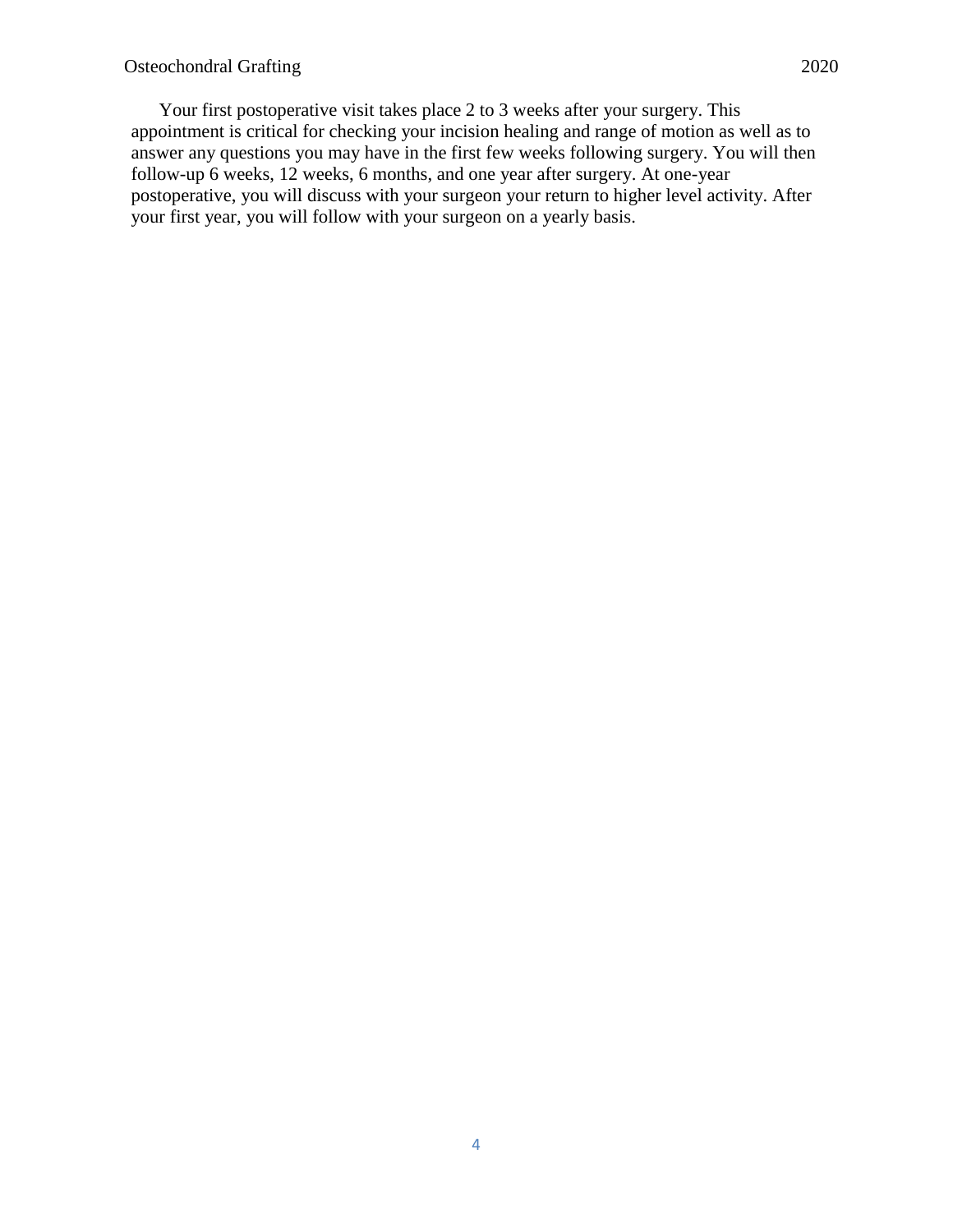Your first postoperative visit takes place 2 to 3 weeks after your surgery. This appointment is critical for checking your incision healing and range of motion as well as to answer any questions you may have in the first few weeks following surgery. You will then follow-up 6 weeks, 12 weeks, 6 months, and one year after surgery. At one-year postoperative, you will discuss with your surgeon your return to higher level activity. After your first year, you will follow with your surgeon on a yearly basis.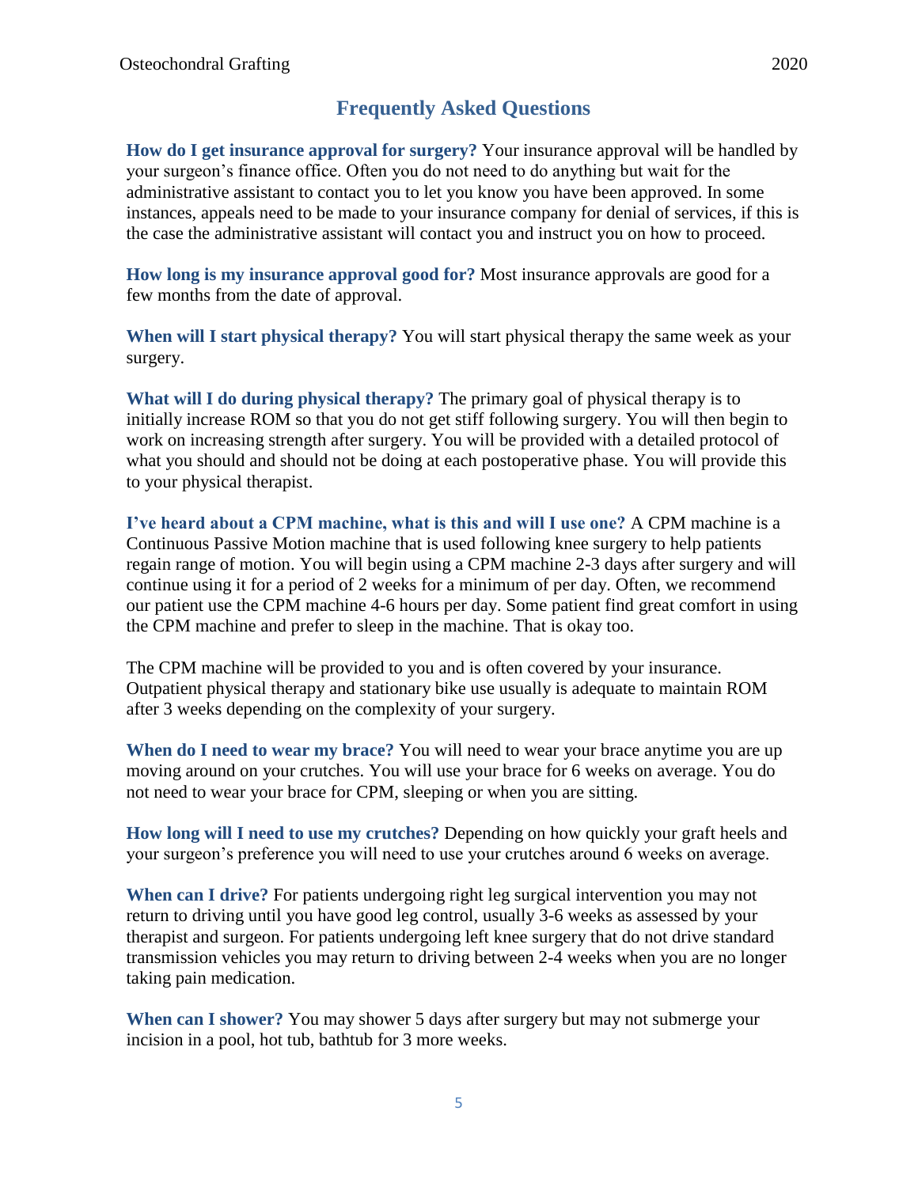## Frequently Asked Questions

**How do I get insurance approval for surgery?** Your insurance approval will be handled by your surgeon's finance office. Often you do not need to do anything but wait for the administrative assistant to contact you to let you know you have been approved. In some instances, appeals need to be made to your insurance company for denial of services, if this is the case the administrative assistant will contact you and instruct you on how to proceed.

**How long is my insurance approval good for?** Most insurance approvals are good for a few months from the date of approval.

**When will I start physical therapy?** You will start physical therapy the same week as your surgery.

**What will I do during physical therapy?** The primary goal of physical therapy is to initially increase ROM so that you do not get stiff following surgery. You will then begin to work on increasing strength after surgery. You will be provided with a detailed protocol of what you should and should not be doing at each postoperative phase. You will provide this to your physical therapist.

**I've heard about a CPM machine, what is this and will I use one?** A CPM machine is a Continuous Passive Motion machine that is used following knee surgery to help patients regain range of motion. You will begin using a CPM machine 2-3 days after surgery and will continue using it for a period of 2 weeks for a minimum of per day. Often, we recommend our patient use the CPM machine 4-6 hours per day. Some patient find great comfort in using the CPM machine and prefer to sleep in the machine. That is okay too.

The CPM machine will be provided to you and is often covered by your insurance. Outpatient physical therapy and stationary bike use usually is adequate to maintain ROM after 3 weeks depending on the complexity of your surgery.

**When do I need to wear my brace?** You will need to wear your brace anytime you are up moving around on your crutches. You will use your brace for 6 weeks on average. You do not need to wear your brace for CPM, sleeping or when you are sitting.

**How long will I need to use my crutches?** Depending on how quickly your graft heels and your surgeon's preference you will need to use your crutches around 6 weeks on average.

**When can I drive?** For patients undergoing right leg surgical intervention you may not return to driving until you have good leg control, usually 3-6 weeks as assessed by your therapist and surgeon. For patients undergoing left knee surgery that do not drive standard transmission vehicles you may return to driving between 2-4 weeks when you are no longer taking pain medication.

**When can I shower?** You may shower 5 days after surgery but may not submerge your incision in a pool, hot tub, bathtub for 3 more weeks.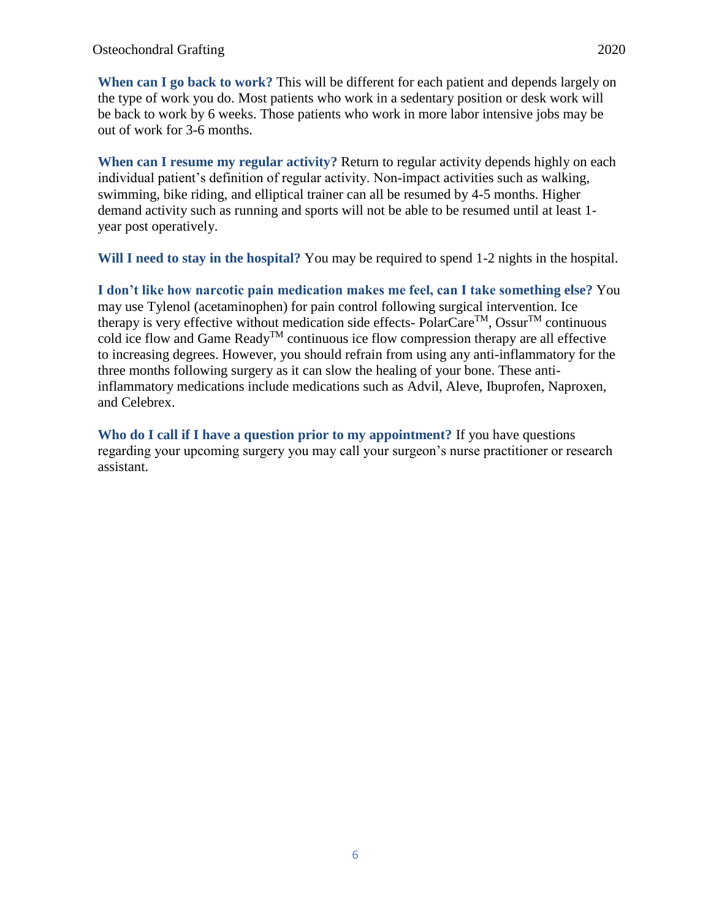**When can I go back to work?** This will be different for each patient and depends largely on the type of work you do. Most patients who work in a sedentary position or desk work will be back to work by 6 weeks. Those patients who work in more labor intensive jobs may be out of work for 3-6 months.

**When can I resume my regular activity?** Return to regular activity depends highly on each individual patient's definition of regular activity. Non-impact activities such as walking, swimming, bike riding, and elliptical trainer can all be resumed by 4-5 months. Higher demand activity such as running and sports will not be able to be resumed until at least 1-year post operatively.

**Will I need to stay in the hospital?** You may be required to spend 1-2 nights in the hospital.

**I don't like how narcotic pain medication makes me feel, can I take something else?** You may use Tylenol (acetaminophen) for pain control following surgical intervention. Ice therapy is very effective without medication side effects- PolarCare™, Ossur™ continuous cold ice flow and Game Ready™ continuous ice flow compression therapy are all effective to increasing degrees. However, you should refrain from using any anti-inflammatory for the three months following surgery as it can slow the healing of your bone. These anti-inflammatory medications include medications such as Advil, Aleve, Ibuprofen, Naproxen, and Celebrex.

**Who do I call if I have a question prior to my appointment?** If you have questions regarding your upcoming surgery you may call your surgeon's nurse practitioner or research assistant.